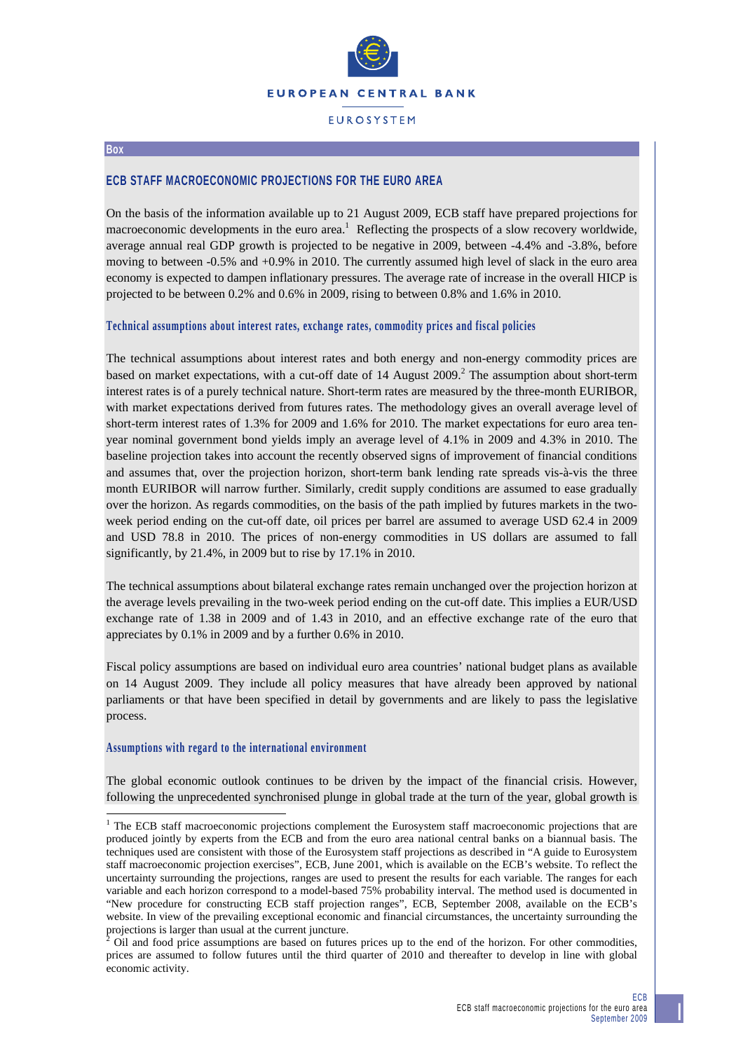Box

## ECB STAFF MACROECONOMIC PROJECTIONS FOR THE EURO AREA

On the basis of the information available up to 21 August 2009, ECB staff have prepared projections for macroeconomic developments in the euro area.[1] Reflecting the prospects of a slow recovery worldwide, average annual real GDP growth is projected to be negative in 2009, between -4.4% and -3.8%, before moving to between -0.5% and +0.9% in 2010. The currently assumed high level of slack in the euro area economy is expected to dampen inflationary pressures. The average rate of increase in the overall HICP is projected to be between 0.2% and 0.6% in 2009, rising to between 0.8% and 1.6% in 2010.

### Technical assumptions about interest rates, exchange rates, commodity prices and fiscal policies

The technical assumptions about interest rates and both energy and non-energy commodity prices are based on market expectations, with a cut-off date of 14 August 2009.[2] The assumption about short-term interest rates is of a purely technical nature. Short-term rates are measured by the three-month EURIBOR, with market expectations derived from futures rates. The methodology gives an overall average level of short-term interest rates of 1.3% for 2009 and 1.6% for 2010. The market expectations for euro area ten-year nominal government bond yields imply an average level of 4.1% in 2009 and 4.3% in 2010. The baseline projection takes into account the recently observed signs of improvement of financial conditions and assumes that, over the projection horizon, short-term bank lending rate spreads vis-à-vis the three month EURIBOR will narrow further. Similarly, credit supply conditions are assumed to ease gradually over the horizon. As regards commodities, on the basis of the path implied by futures markets in the two-week period ending on the cut-off date, oil prices per barrel are assumed to average USD 62.4 in 2009 and USD 78.8 in 2010. The prices of non-energy commodities in US dollars are assumed to fall significantly, by 21.4%, in 2009 but to rise by 17.1% in 2010.

The technical assumptions about bilateral exchange rates remain unchanged over the projection horizon at the average levels prevailing in the two-week period ending on the cut-off date. This implies a EUR/USD exchange rate of 1.38 in 2009 and of 1.43 in 2010, and an effective exchange rate of the euro that appreciates by 0.1% in 2009 and by a further 0.6% in 2010.

Fiscal policy assumptions are based on individual euro area countries' national budget plans as available on 14 August 2009. They include all policy measures that have already been approved by national parliaments or that have been specified in detail by governments and are likely to pass the legislative process.

### Assumptions with regard to the international environment

The global economic outlook continues to be driven by the impact of the financial crisis. However, following the unprecedented synchronised plunge in global trade at the turn of the year, global growth is

[1] The ECB staff macroeconomic projections complement the Eurosystem staff macroeconomic projections that are produced jointly by experts from the ECB and from the euro area national central banks on a biannual basis. The techniques used are consistent with those of the Eurosystem staff projections as described in "A guide to Eurosystem staff macroeconomic projection exercises", ECB, June 2001, which is available on the ECB's website. To reflect the uncertainty surrounding the projections, ranges are used to present the results for each variable. The ranges for each variable and each horizon correspond to a model-based 75% probability interval. The method used is documented in "New procedure for constructing ECB staff projection ranges", ECB, September 2008, available on the ECB's website. In view of the prevailing exceptional economic and financial circumstances, the uncertainty surrounding the projections is larger than usual at the current juncture.

[2] Oil and food price assumptions are based on futures prices up to the end of the horizon. For other commodities, prices are assumed to follow futures until the third quarter of 2010 and thereafter to develop in line with global economic activity.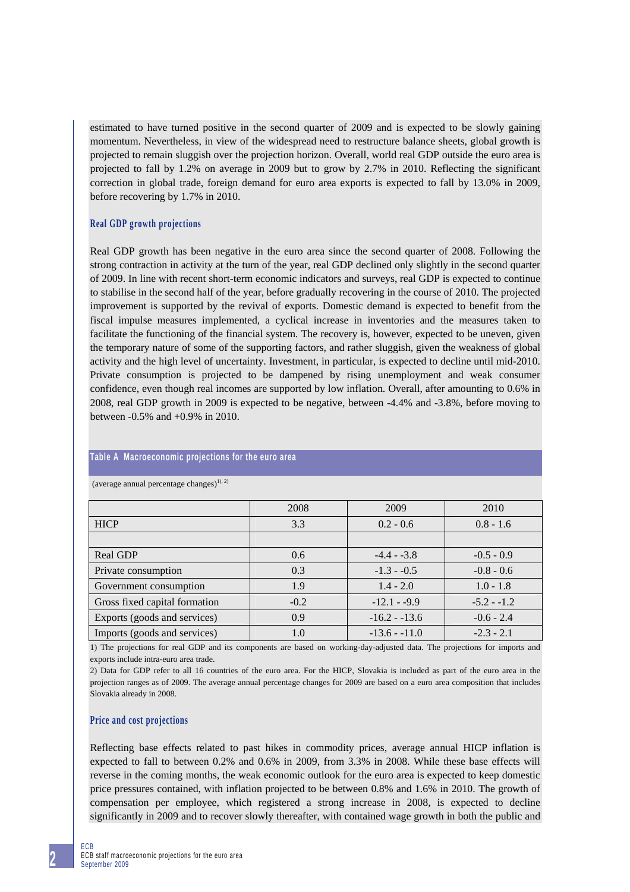estimated to have turned positive in the second quarter of 2009 and is expected to be slowly gaining momentum. Nevertheless, in view of the widespread need to restructure balance sheets, global growth is projected to remain sluggish over the projection horizon. Overall, world real GDP outside the euro area is projected to fall by 1.2% on average in 2009 but to grow by 2.7% in 2010. Reflecting the significant correction in global trade, foreign demand for euro area exports is expected to fall by 13.0% in 2009, before recovering by 1.7% in 2010.

### Real GDP growth projections

Real GDP growth has been negative in the euro area since the second quarter of 2008. Following the strong contraction in activity at the turn of the year, real GDP declined only slightly in the second quarter of 2009. In line with recent short-term economic indicators and surveys, real GDP is expected to continue to stabilise in the second half of the year, before gradually recovering in the course of 2010. The projected improvement is supported by the revival of exports. Domestic demand is expected to benefit from the fiscal impulse measures implemented, a cyclical increase in inventories and the measures taken to facilitate the functioning of the financial system. The recovery is, however, expected to be uneven, given the temporary nature of some of the supporting factors, and rather sluggish, given the weakness of global activity and the high level of uncertainty. Investment, in particular, is expected to decline until mid-2010. Private consumption is projected to be dampened by rising unemployment and weak consumer confidence, even though real incomes are supported by low inflation. Overall, after amounting to 0.6% in 2008, real GDP growth in 2009 is expected to be negative, between -4.4% and -3.8%, before moving to between -0.5% and +0.9% in 2010.

**Table A Macroeconomic projections for the euro area**

(average annual percentage changes)[1), 2)]

| | 2008 | 2009 | 2010 |
|---|---|---|---|
| HICP | 3.3 | 0.2 - 0.6 | 0.8 - 1.6 |
| | | | |
| Real GDP | 0.6 | -4.4 - -3.8 | -0.5 - 0.9 |
| Private consumption | 0.3 | -1.3 - -0.5 | -0.8 - 0.6 |
| Government consumption | 1.9 | 1.4 - 2.0 | 1.0 - 1.8 |
| Gross fixed capital formation | -0.2 | -12.1 - -9.9 | -5.2 - -1.2 |
| Exports (goods and services) | 0.9 | -16.2 - -13.6 | -0.6 - 2.4 |
| Imports (goods and services) | 1.0 | -13.6 - -11.0 | -2.3 - 2.1 |

1) The projections for real GDP and its components are based on working-day-adjusted data. The projections for imports and exports include intra-euro area trade.

2) Data for GDP refer to all 16 countries of the euro area. For the HICP, Slovakia is included as part of the euro area in the projection ranges as of 2009. The average annual percentage changes for 2009 are based on a euro area composition that includes Slovakia already in 2008.

### Price and cost projections

Reflecting base effects related to past hikes in commodity prices, average annual HICP inflation is expected to fall to between 0.2% and 0.6% in 2009, from 3.3% in 2008. While these base effects will reverse in the coming months, the weak economic outlook for the euro area is expected to keep domestic price pressures contained, with inflation projected to be between 0.8% and 1.6% in 2010. The growth of compensation per employee, which registered a strong increase in 2008, is expected to decline significantly in 2009 and to recover slowly thereafter, with contained wage growth in both the public and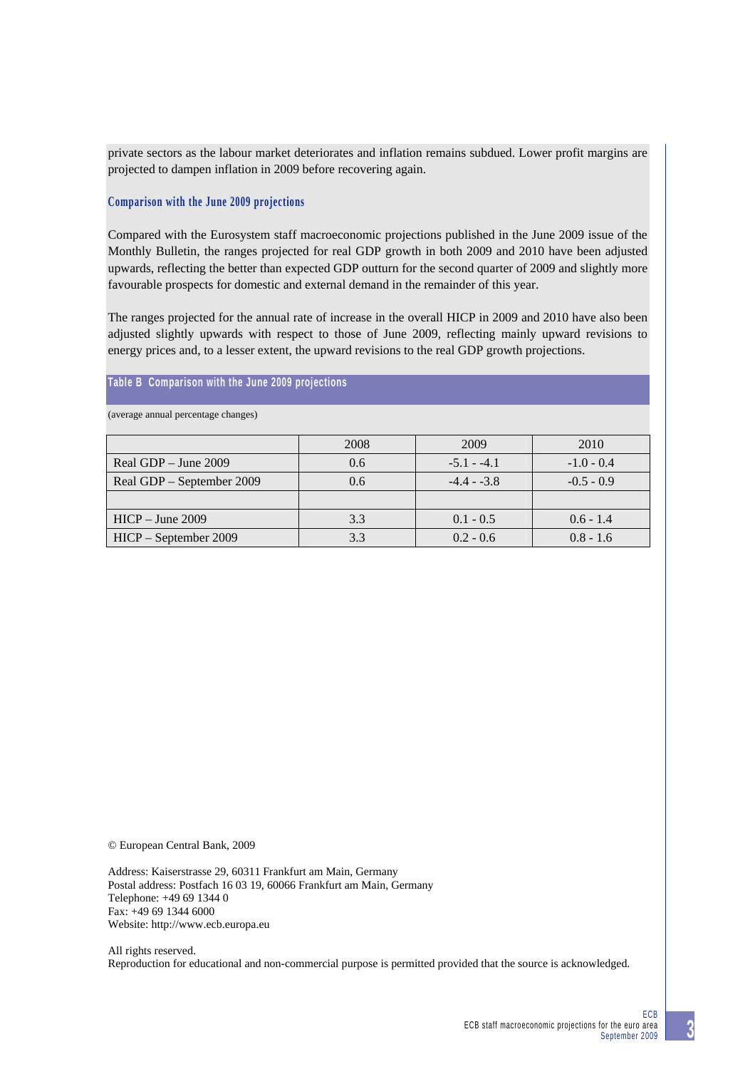private sectors as the labour market deteriorates and inflation remains subdued. Lower profit margins are projected to dampen inflation in 2009 before recovering again.

### Comparison with the June 2009 projections

Compared with the Eurosystem staff macroeconomic projections published in the June 2009 issue of the Monthly Bulletin, the ranges projected for real GDP growth in both 2009 and 2010 have been adjusted upwards, reflecting the better than expected GDP outturn for the second quarter of 2009 and slightly more favourable prospects for domestic and external demand in the remainder of this year.

The ranges projected for the annual rate of increase in the overall HICP in 2009 and 2010 have also been adjusted slightly upwards with respect to those of June 2009, reflecting mainly upward revisions to energy prices and, to a lesser extent, the upward revisions to the real GDP growth projections.

#### Table B Comparison with the June 2009 projections

(average annual percentage changes)

| | 2008 | 2009 | 2010 |
|---|---|---|---|
| Real GDP – June 2009 | 0.6 | -5.1 - -4.1 | -1.0 - 0.4 |
| Real GDP – September 2009 | 0.6 | -4.4 - -3.8 | -0.5 - 0.9 |
| | | | |
| HICP – June 2009 | 3.3 | 0.1 - 0.5 | 0.6 - 1.4 |
| HICP – September 2009 | 3.3 | 0.2 - 0.6 | 0.8 - 1.6 |

© European Central Bank, 2009

Address: Kaiserstrasse 29, 60311 Frankfurt am Main, Germany
Postal address: Postfach 16 03 19, 60066 Frankfurt am Main, Germany
Telephone: +49 69 1344 0
Fax: +49 69 1344 6000
Website: http://www.ecb.europa.eu

All rights reserved.
Reproduction for educational and non-commercial purpose is permitted provided that the source is acknowledged.